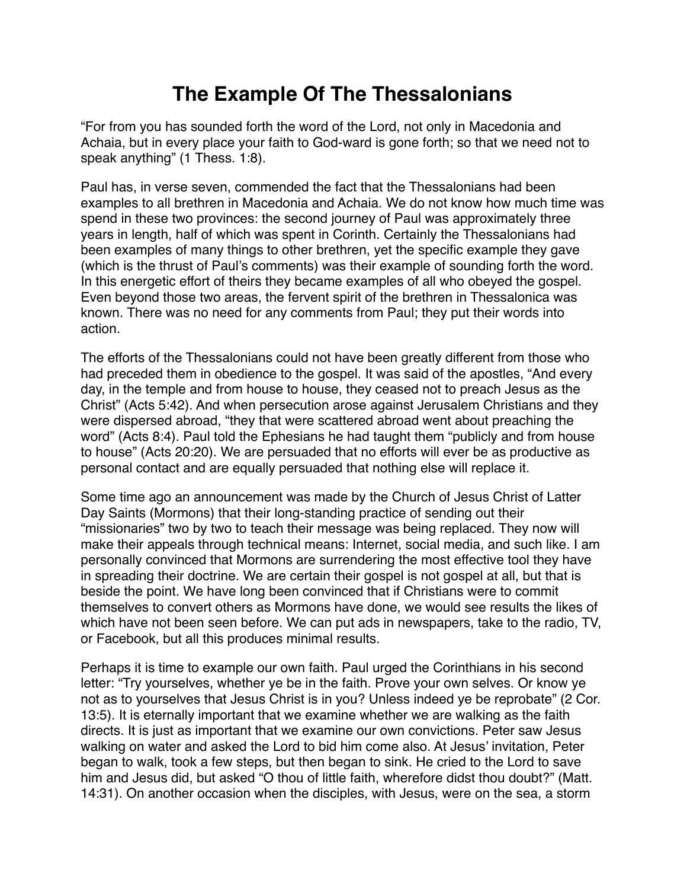# The Example Of The Thessalonians

"For from you has sounded forth the word of the Lord, not only in Macedonia and Achaia, but in every place your faith to God-ward is gone forth; so that we need not to speak anything" (1 Thess. 1:8).

Paul has, in verse seven, commended the fact that the Thessalonians had been examples to all brethren in Macedonia and Achaia. We do not know how much time was spend in these two provinces: the second journey of Paul was approximately three years in length, half of which was spent in Corinth. Certainly the Thessalonians had been examples of many things to other brethren, yet the specific example they gave (which is the thrust of Paul's comments) was their example of sounding forth the word. In this energetic effort of theirs they became examples of all who obeyed the gospel. Even beyond those two areas, the fervent spirit of the brethren in Thessalonica was known. There was no need for any comments from Paul; they put their words into action.

The efforts of the Thessalonians could not have been greatly different from those who had preceded them in obedience to the gospel. It was said of the apostles, "And every day, in the temple and from house to house, they ceased not to preach Jesus as the Christ" (Acts 5:42). And when persecution arose against Jerusalem Christians and they were dispersed abroad, "they that were scattered abroad went about preaching the word" (Acts 8:4). Paul told the Ephesians he had taught them "publicly and from house to house" (Acts 20:20). We are persuaded that no efforts will ever be as productive as personal contact and are equally persuaded that nothing else will replace it.

Some time ago an announcement was made by the Church of Jesus Christ of Latter Day Saints (Mormons) that their long-standing practice of sending out their "missionaries" two by two to teach their message was being replaced. They now will make their appeals through technical means: Internet, social media, and such like. I am personally convinced that Mormons are surrendering the most effective tool they have in spreading their doctrine. We are certain their gospel is not gospel at all, but that is beside the point. We have long been convinced that if Christians were to commit themselves to convert others as Mormons have done, we would see results the likes of which have not been seen before. We can put ads in newspapers, take to the radio, TV, or Facebook, but all this produces minimal results.

Perhaps it is time to example our own faith. Paul urged the Corinthians in his second letter: "Try yourselves, whether ye be in the faith. Prove your own selves. Or know ye not as to yourselves that Jesus Christ is in you? Unless indeed ye be reprobate" (2 Cor. 13:5). It is eternally important that we examine whether we are walking as the faith directs. It is just as important that we examine our own convictions. Peter saw Jesus walking on water and asked the Lord to bid him come also. At Jesus' invitation, Peter began to walk, took a few steps, but then began to sink. He cried to the Lord to save him and Jesus did, but asked "O thou of little faith, wherefore didst thou doubt?" (Matt. 14:31). On another occasion when the disciples, with Jesus, were on the sea, a storm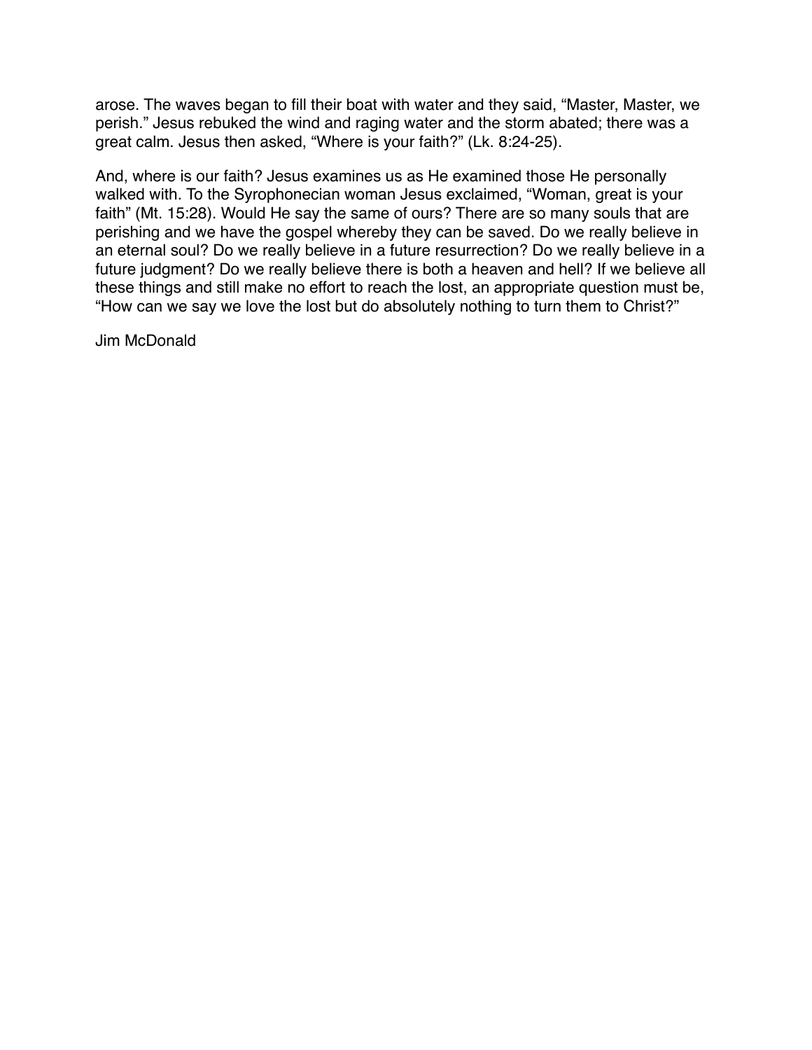arose. The waves began to fill their boat with water and they said, “Master, Master, we perish.” Jesus rebuked the wind and raging water and the storm abated; there was a great calm. Jesus then asked, “Where is your faith?” (Lk. 8:24-25).

And, where is our faith? Jesus examines us as He examined those He personally walked with. To the Syrophonecian woman Jesus exclaimed, “Woman, great is your faith” (Mt. 15:28). Would He say the same of ours? There are so many souls that are perishing and we have the gospel whereby they can be saved. Do we really believe in an eternal soul? Do we really believe in a future resurrection? Do we really believe in a future judgment? Do we really believe there is both a heaven and hell? If we believe all these things and still make no effort to reach the lost, an appropriate question must be, “How can we say we love the lost but do absolutely nothing to turn them to Christ?”

Jim McDonald